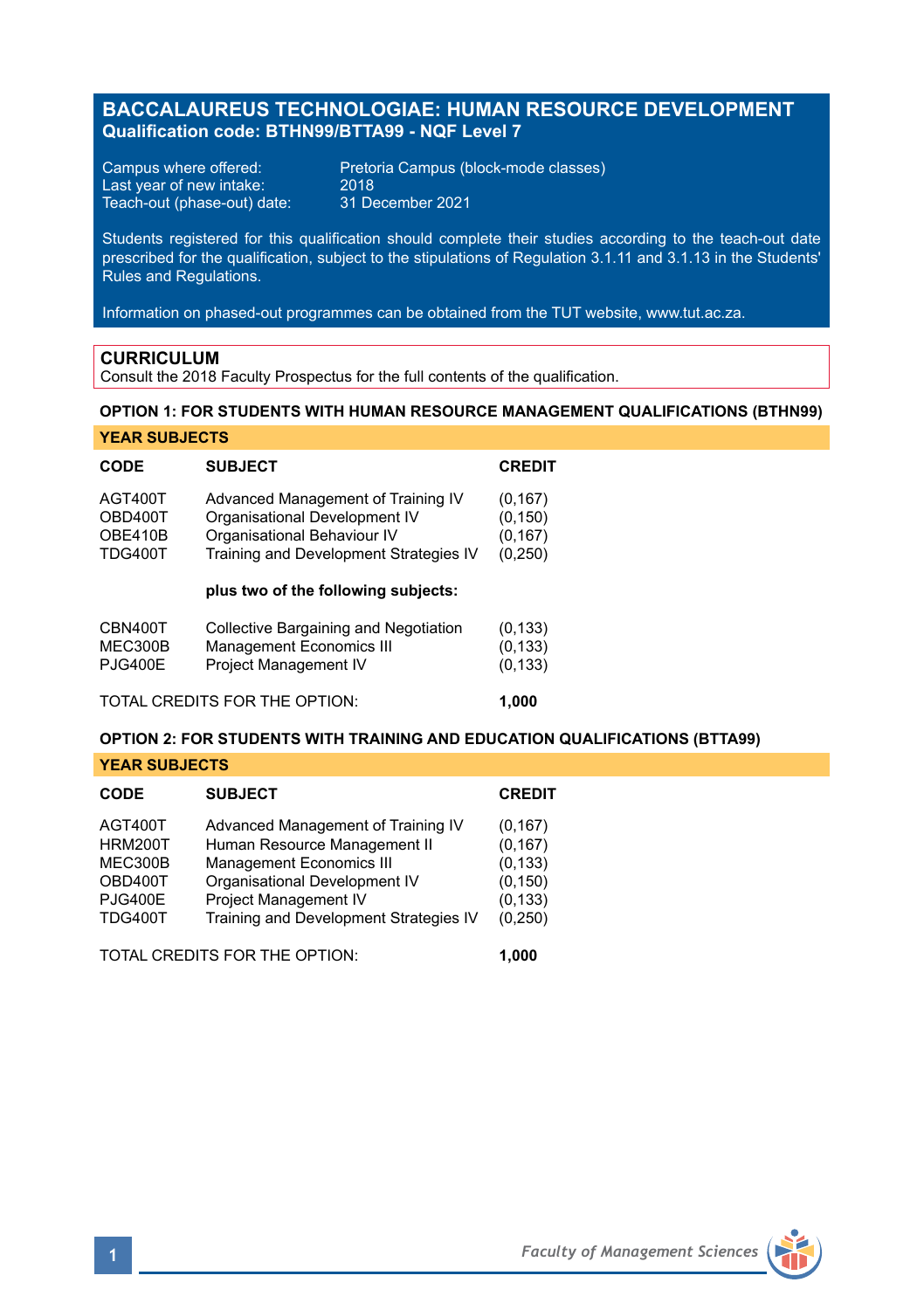# BACCALAUREUS TECHNOLOGIAE: HUMAN RESOURCE DEVELOPMENT

**Qualification code: BTHN99/BTTA99 - NQF Level 7**

Campus where offered: Pretoria Campus (block-mode classes)
Last year of new intake: 2018
Teach-out (phase-out) date: 31 December 2021

Students registered for this qualification should complete their studies according to the teach-out date prescribed for the qualification, subject to the stipulations of Regulation 3.1.11 and 3.1.13 in the Students' Rules and Regulations.

Information on phased-out programmes can be obtained from the TUT website, www.tut.ac.za.

## CURRICULUM

Consult the 2018 Faculty Prospectus for the full contents of the qualification.

### OPTION 1: FOR STUDENTS WITH HUMAN RESOURCE MANAGEMENT QUALIFICATIONS (BTHN99)

**YEAR SUBJECTS**

| CODE | SUBJECT | CREDIT |
|---|---|---|
| AGT400T | Advanced Management of Training IV | (0,167) |
| OBD400T | Organisational Development IV | (0,150) |
| OBE410B | Organisational Behaviour IV | (0,167) |
| TDG400T | Training and Development Strategies IV | (0,250) |
| | **plus two of the following subjects:** | |
| CBN400T | Collective Bargaining and Negotiation | (0,133) |
| MEC300B | Management Economics III | (0,133) |
| PJG400E | Project Management IV | (0,133) |

TOTAL CREDITS FOR THE OPTION: **1,000**

### OPTION 2: FOR STUDENTS WITH TRAINING AND EDUCATION QUALIFICATIONS (BTTA99)

**YEAR SUBJECTS**

| CODE | SUBJECT | CREDIT |
|---|---|---|
| AGT400T | Advanced Management of Training IV | (0,167) |
| HRM200T | Human Resource Management II | (0,167) |
| MEC300B | Management Economics III | (0,133) |
| OBD400T | Organisational Development IV | (0,150) |
| PJG400E | Project Management IV | (0,133) |
| TDG400T | Training and Development Strategies IV | (0,250) |

TOTAL CREDITS FOR THE OPTION: **1,000**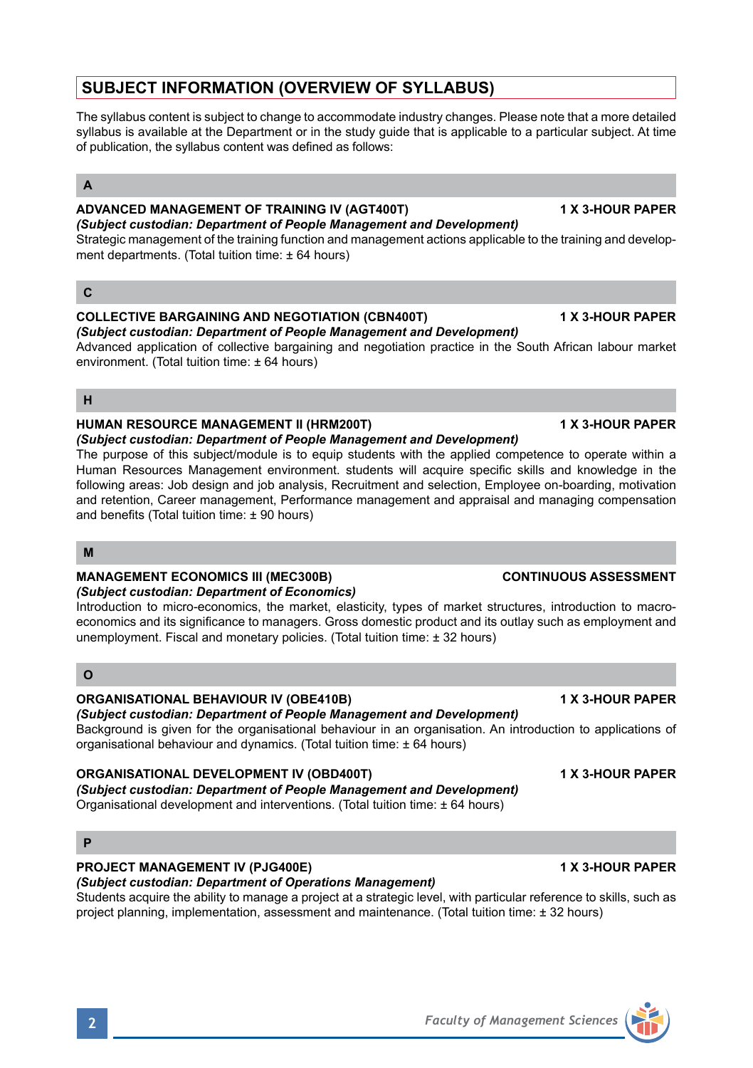# SUBJECT INFORMATION (OVERVIEW OF SYLLABUS)

The syllabus content is subject to change to accommodate industry changes. Please note that a more detailed syllabus is available at the Department or in the study guide that is applicable to a particular subject. At time of publication, the syllabus content was defined as follows:

## A

**ADVANCED MANAGEMENT OF TRAINING IV (AGT400T)** **1 X 3-HOUR PAPER**

***(Subject custodian: Department of People Management and Development)***

Strategic management of the training function and management actions applicable to the training and development departments. (Total tuition time: ± 64 hours)

## C

**COLLECTIVE BARGAINING AND NEGOTIATION (CBN400T)** **1 X 3-HOUR PAPER**

***(Subject custodian: Department of People Management and Development)***

Advanced application of collective bargaining and negotiation practice in the South African labour market environment. (Total tuition time: ± 64 hours)

## H

**HUMAN RESOURCE MANAGEMENT II (HRM200T)** **1 X 3-HOUR PAPER**

***(Subject custodian: Department of People Management and Development)***

The purpose of this subject/module is to equip students with the applied competence to operate within a Human Resources Management environment. students will acquire specific skills and knowledge in the following areas: Job design and job analysis, Recruitment and selection, Employee on-boarding, motivation and retention, Career management, Performance management and appraisal and managing compensation and benefits (Total tuition time: ± 90 hours)

## M

**MANAGEMENT ECONOMICS III (MEC300B)** **CONTINUOUS ASSESSMENT**

***(Subject custodian: Department of Economics)***

Introduction to micro-economics, the market, elasticity, types of market structures, introduction to macro-economics and its significance to managers. Gross domestic product and its outlay such as employment and unemployment. Fiscal and monetary policies. (Total tuition time: ± 32 hours)

## O

**ORGANISATIONAL BEHAVIOUR IV (OBE410B)** **1 X 3-HOUR PAPER**

***(Subject custodian: Department of People Management and Development)***

Background is given for the organisational behaviour in an organisation. An introduction to applications of organisational behaviour and dynamics. (Total tuition time: ± 64 hours)

**ORGANISATIONAL DEVELOPMENT IV (OBD400T)** **1 X 3-HOUR PAPER**

***(Subject custodian: Department of People Management and Development)***

Organisational development and interventions. (Total tuition time: ± 64 hours)

## P

**PROJECT MANAGEMENT IV (PJG400E)** **1 X 3-HOUR PAPER**

***(Subject custodian: Department of Operations Management)***

Students acquire the ability to manage a project at a strategic level, with particular reference to skills, such as project planning, implementation, assessment and maintenance. (Total tuition time: ± 32 hours)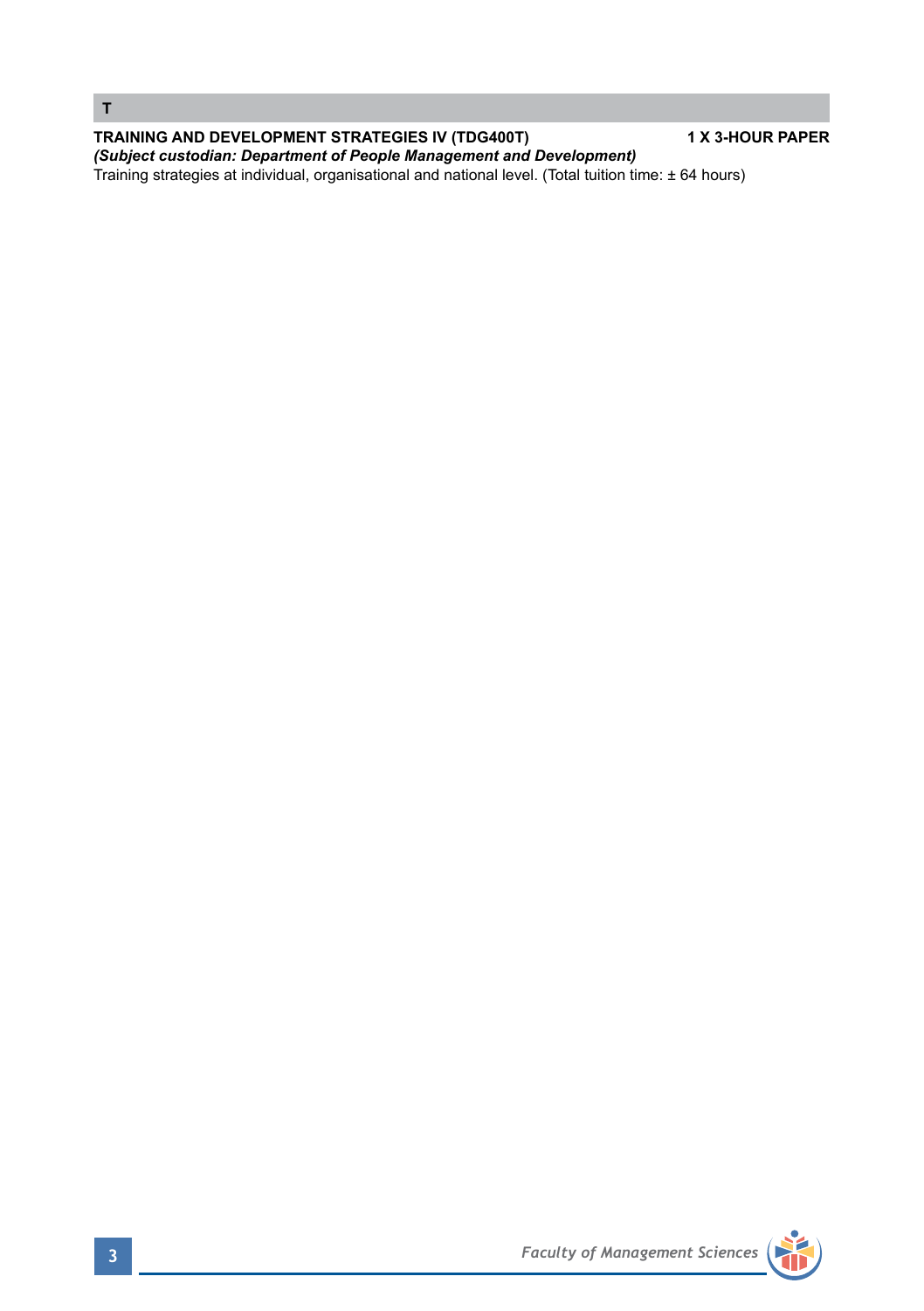**T**

**TRAINING AND DEVELOPMENT STRATEGIES IV (TDG400T) 1 X 3-HOUR PAPER**

***(Subject custodian: Department of People Management and Development)***

Training strategies at individual, organisational and national level. (Total tuition time: ± 64 hours)